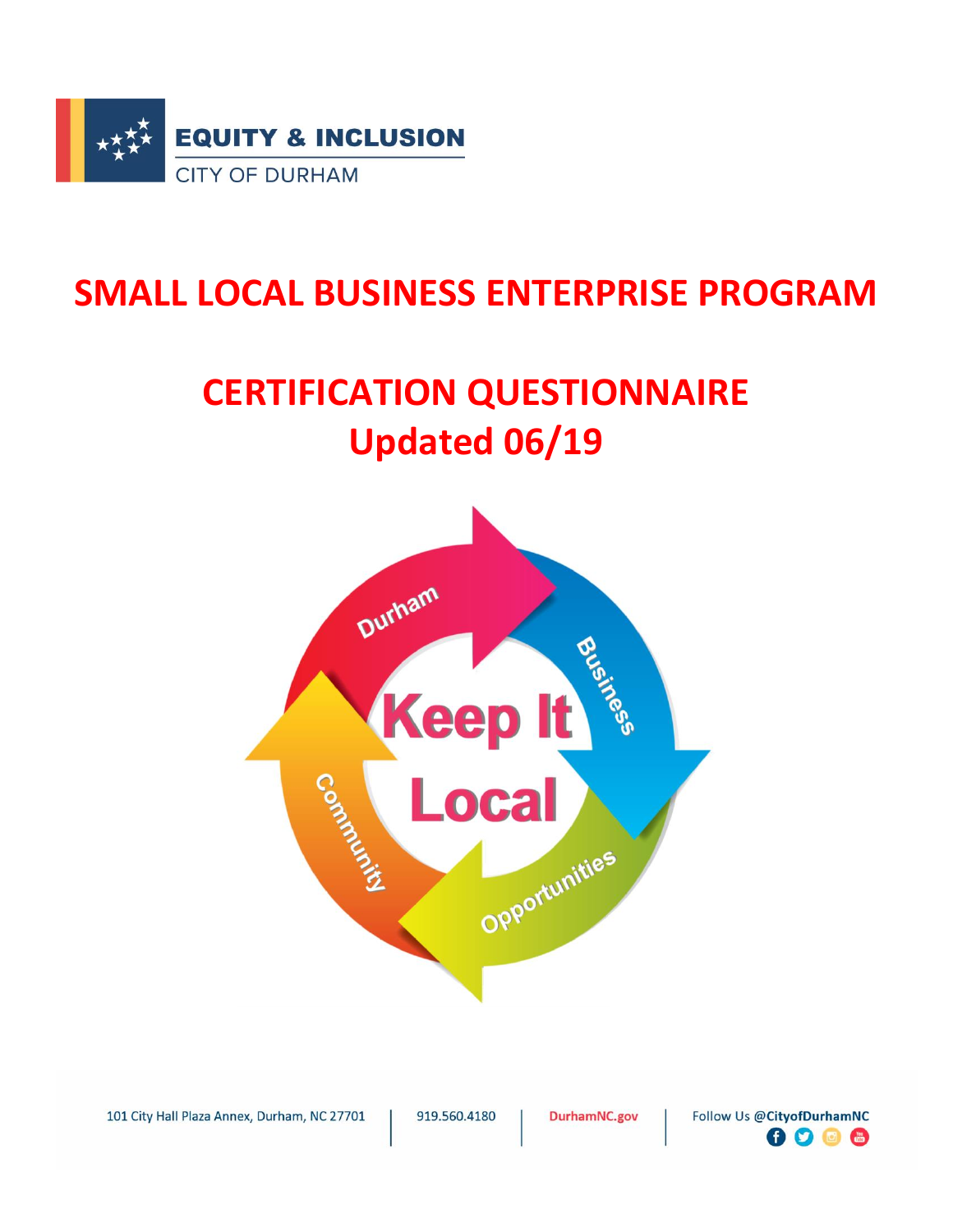**EQUITY & INCLUSION**
CITY OF DURHAM

# SMALL LOCAL BUSINESS ENTERPRISE PROGRAM

# CERTIFICATION QUESTIONNAIRE
# Updated 06/19

Durham · Business · Opportunities · Community

Keep It Local

101 City Hall Plaza Annex, Durham, NC 27701 | 919.560.4180 | DurhamNC.gov | Follow Us @CityofDurhamNC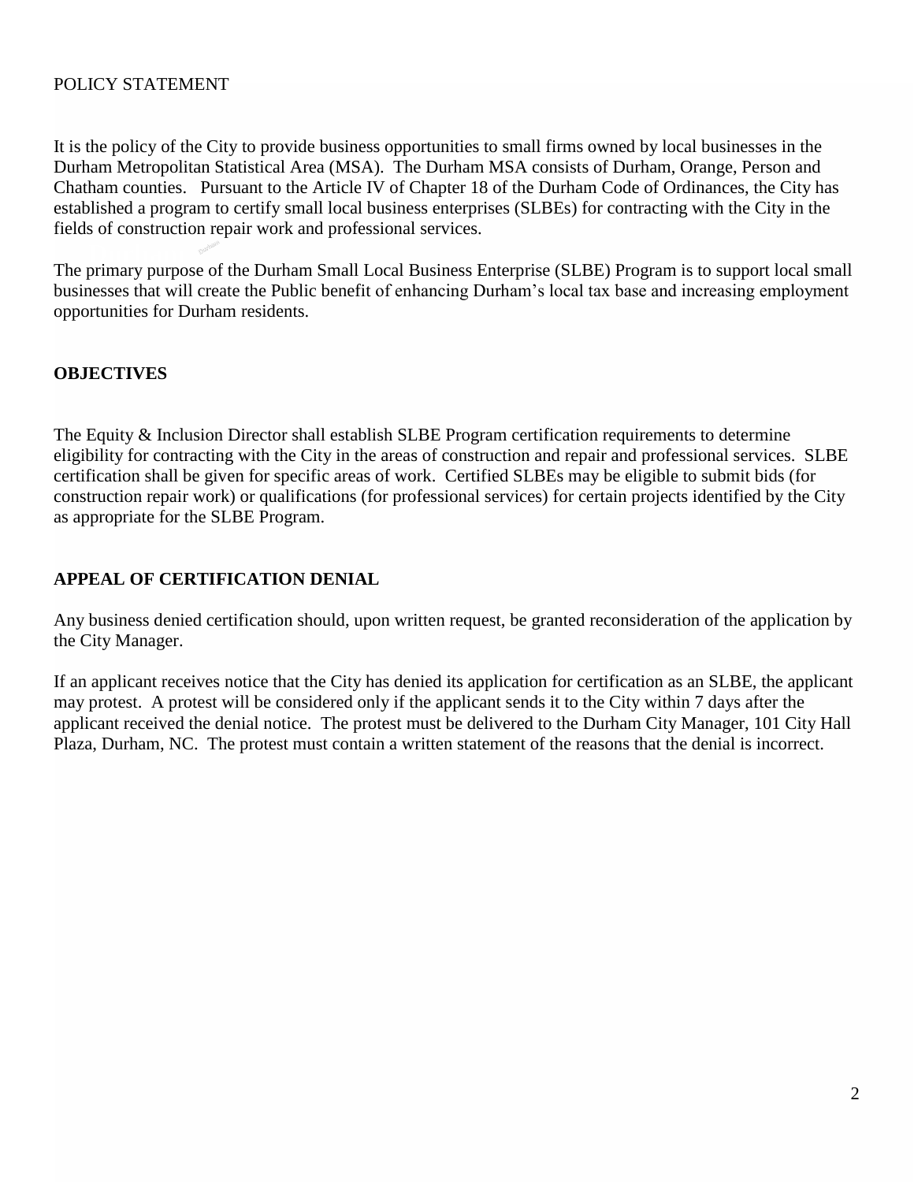POLICY STATEMENT

It is the policy of the City to provide business opportunities to small firms owned by local businesses in the Durham Metropolitan Statistical Area (MSA). The Durham MSA consists of Durham, Orange, Person and Chatham counties. Pursuant to the Article IV of Chapter 18 of the Durham Code of Ordinances, the City has established a program to certify small local business enterprises (SLBEs) for contracting with the City in the fields of construction repair work and professional services.

The primary purpose of the Durham Small Local Business Enterprise (SLBE) Program is to support local small businesses that will create the Public benefit of enhancing Durham's local tax base and increasing employment opportunities for Durham residents.

## OBJECTIVES

The Equity & Inclusion Director shall establish SLBE Program certification requirements to determine eligibility for contracting with the City in the areas of construction and repair and professional services. SLBE certification shall be given for specific areas of work. Certified SLBEs may be eligible to submit bids (for construction repair work) or qualifications (for professional services) for certain projects identified by the City as appropriate for the SLBE Program.

## APPEAL OF CERTIFICATION DENIAL

Any business denied certification should, upon written request, be granted reconsideration of the application by the City Manager.

If an applicant receives notice that the City has denied its application for certification as an SLBE, the applicant may protest. A protest will be considered only if the applicant sends it to the City within 7 days after the applicant received the denial notice. The protest must be delivered to the Durham City Manager, 101 City Hall Plaza, Durham, NC. The protest must contain a written statement of the reasons that the denial is incorrect.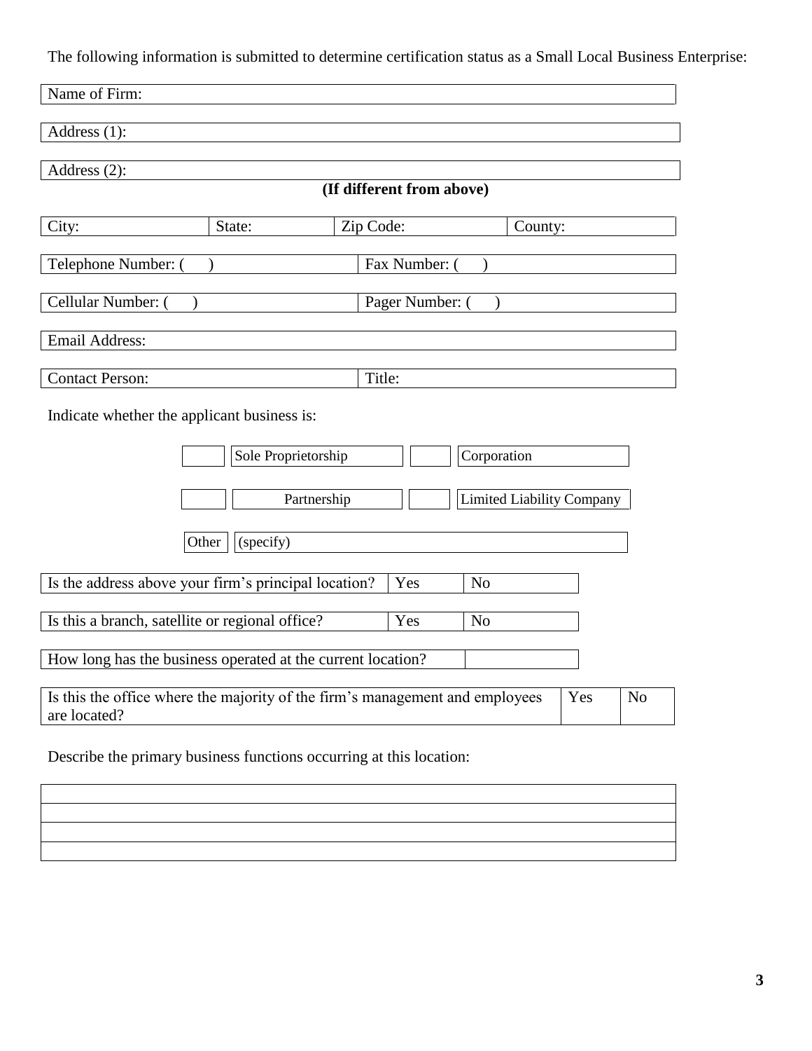The following information is submitted to determine certification status as a Small Local Business Enterprise:

| Name of Firm: |
|---|

| Address (1): |
|---|

| Address (2): |
|---|

**(If different from above)**

| City: | State: | Zip Code: | County: |
|---|---|---|---|

| Telephone Number: ( ) | Fax Number: ( ) |
|---|---|
| Cellular Number: ( ) | Pager Number: ( ) |

| Email Address: |
|---|

| Contact Person: | Title: |
|---|---|

Indicate whether the applicant business is:

| | | | |
|---|---|---|---|
| ☐ | Sole Proprietorship | ☐ | Corporation |
| ☐ | Partnership | ☐ | Limited Liability Company |
| Other | (specify) | | |

| Is the address above your firm's principal location? | Yes | No |
|---|---|---|
| Is this a branch, satellite or regional office? | Yes | No |

| How long has the business operated at the current location? | |
|---|---|

| Is this the office where the majority of the firm's management and employees are located? | Yes | No |
|---|---|---|

Describe the primary business functions occurring at this location:

| |
|---|
| |
| |
| |
| |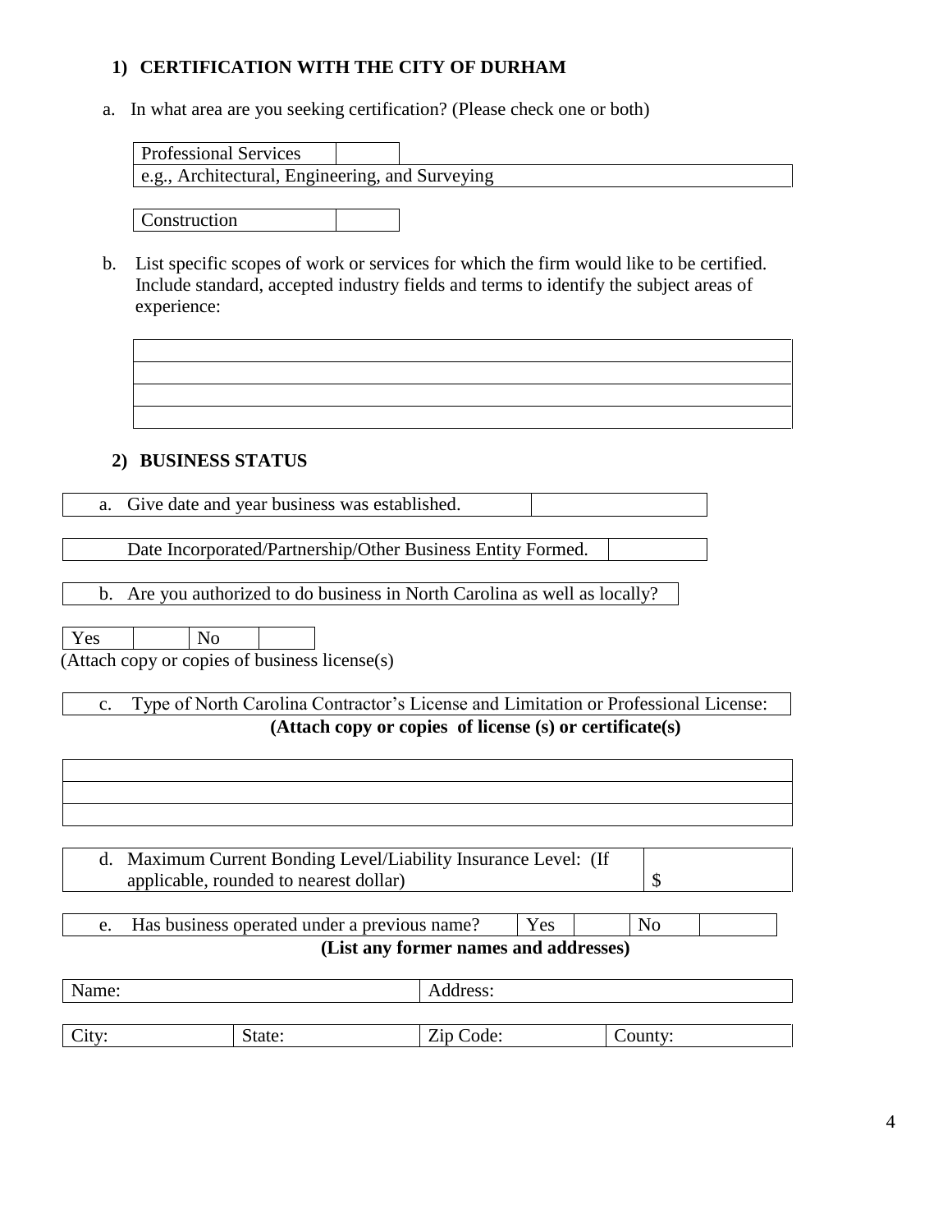## 1) CERTIFICATION WITH THE CITY OF DURHAM

a. In what area are you seeking certification? (Please check one or both)

| Professional Services | |
|---|---|
| e.g., Architectural, Engineering, and Surveying | |

| Construction | |
|---|---|

b. List specific scopes of work or services for which the firm would like to be certified. Include standard, accepted industry fields and terms to identify the subject areas of experience:

| |
|---|
| |
| |
| |

## 2) BUSINESS STATUS

| a. Give date and year business was established. | |
|---|---|

| Date Incorporated/Partnership/Other Business Entity Formed. | |
|---|---|

b. Are you authorized to do business in North Carolina as well as locally?

| Yes | | No | |
|---|---|---|---|

(Attach copy or copies of business license(s)

c. Type of North Carolina Contractor's License and Limitation or Professional License:

**(Attach copy or copies of license (s) or certificate(s)**

| |
|---|
| |
| |

| d. Maximum Current Bonding Level/Liability Insurance Level: (If applicable, rounded to nearest dollar) | $ |
|---|---|

| e. Has business operated under a previous name? | Yes | | No | |
|---|---|---|---|---|

**(List any former names and addresses)**

| Name: | | Address: | |
|---|---|---|---|
| City: | State: | Zip Code: | County: |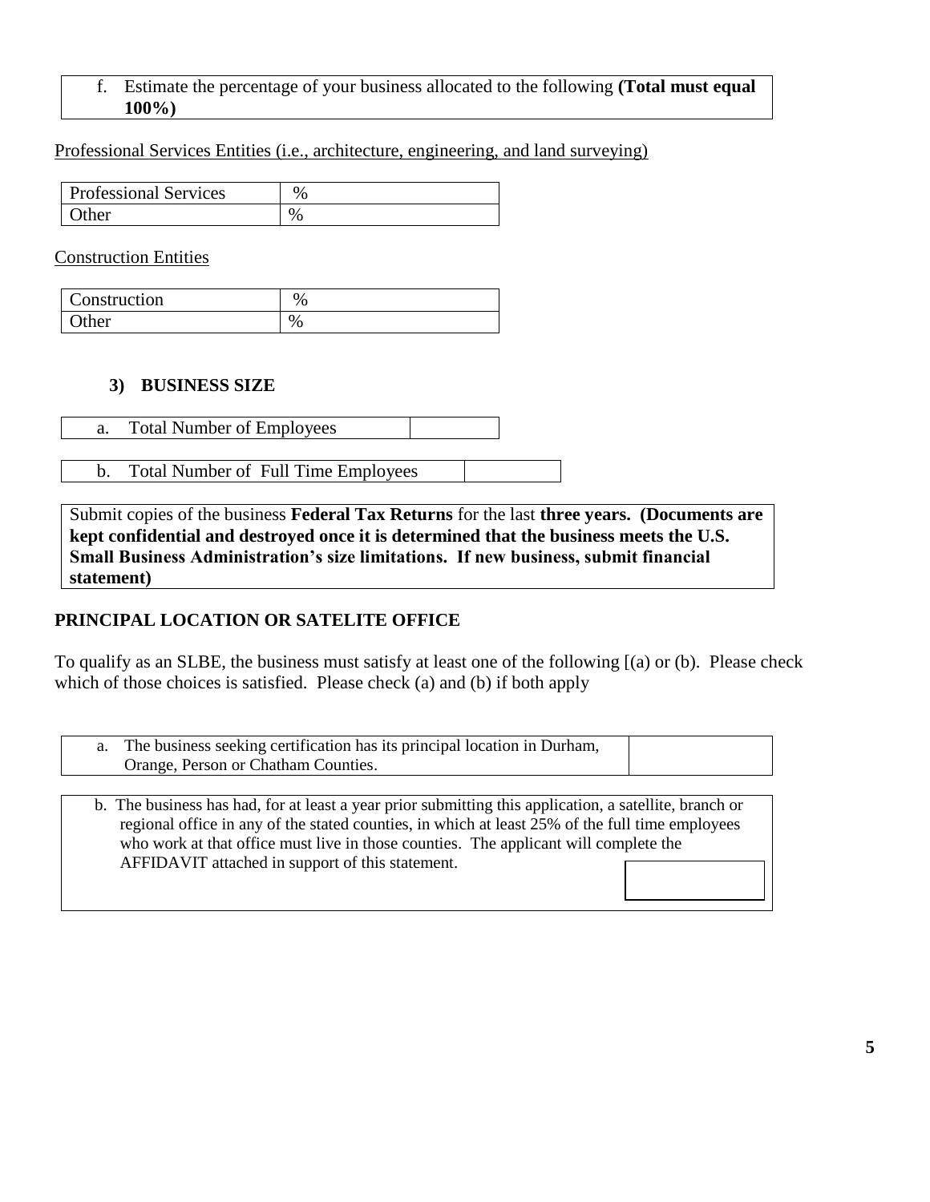f. Estimate the percentage of your business allocated to the following **(Total must equal 100%)**

Professional Services Entities (i.e., architecture, engineering, and land surveying)

| Professional Services | % |
|---|---|
| Other | % |

Construction Entities

| Construction | % |
|---|---|
| Other | % |

### 3) BUSINESS SIZE

| a. Total Number of Employees | |
|---|---|

| b. Total Number of Full Time Employees | |
|---|---|

Submit copies of the business **Federal Tax Returns** for the last **three years. (Documents are kept confidential and destroyed once it is determined that the business meets the U.S. Small Business Administration's size limitations. If new business, submit financial statement)**

**PRINCIPAL LOCATION OR SATELITE OFFICE**

To qualify as an SLBE, the business must satisfy at least one of the following [(a) or (b). Please check which of those choices is satisfied. Please check (a) and (b) if both apply

| a. The business seeking certification has its principal location in Durham, Orange, Person or Chatham Counties. | |
|---|---|

| b. The business has had, for at least a year prior submitting this application, a satellite, branch or regional office in any of the stated counties, in which at least 25% of the full time employees who work at that office must live in those counties. The applicant will complete the AFFIDAVIT attached in support of this statement. | |
|---|---|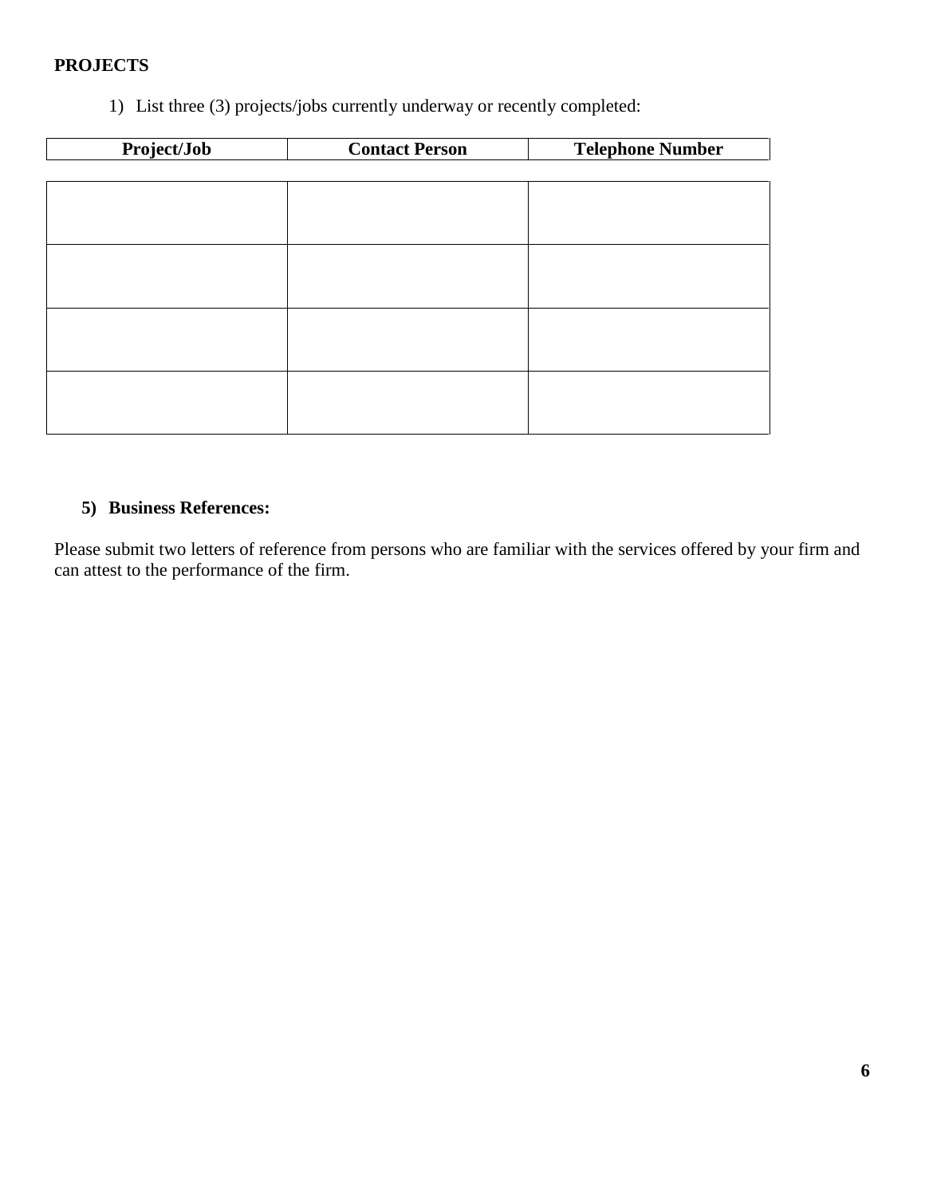**PROJECTS**

1) List three (3) projects/jobs currently underway or recently completed:

| Project/Job | Contact Person | Telephone Number |
|---|---|---|
| | | |
| | | |
| | | |
| | | |

5) **Business References:**

Please submit two letters of reference from persons who are familiar with the services offered by your firm and can attest to the performance of the firm.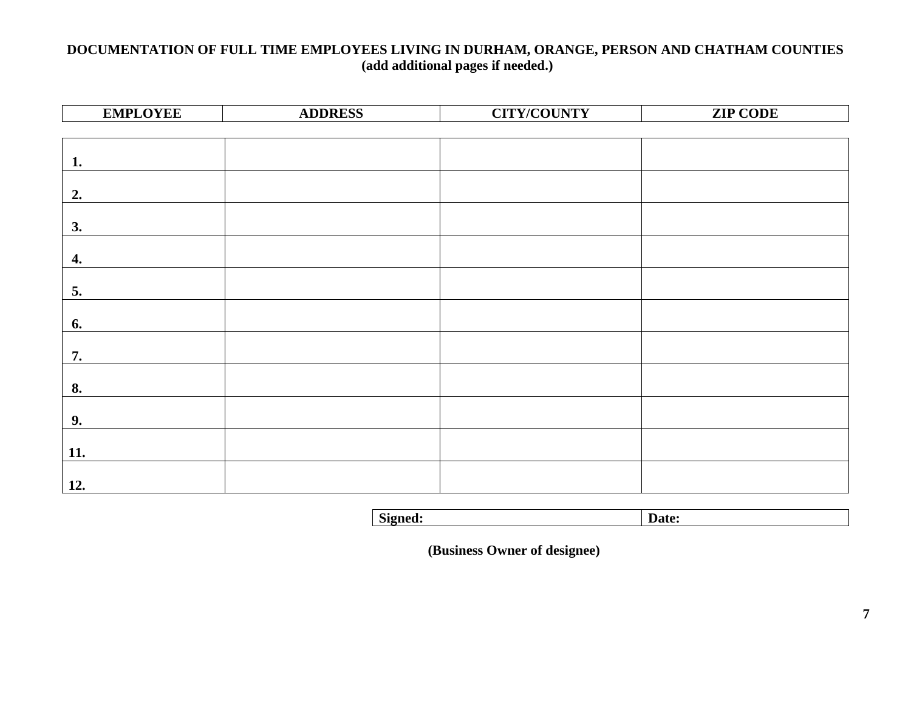**DOCUMENTATION OF FULL TIME EMPLOYEES LIVING IN DURHAM, ORANGE, PERSON AND CHATHAM COUNTIES**
**(add additional pages if needed.)**

| EMPLOYEE | ADDRESS | CITY/COUNTY | ZIP CODE |
|---|---|---|---|
| 1. | | | |
| 2. | | | |
| 3. | | | |
| 4. | | | |
| 5. | | | |
| 6. | | | |
| 7. | | | |
| 8. | | | |
| 9. | | | |
| 11. | | | |
| 12. | | | |

| Signed: | Date: |
|---|---|

**(Business Owner of designee)**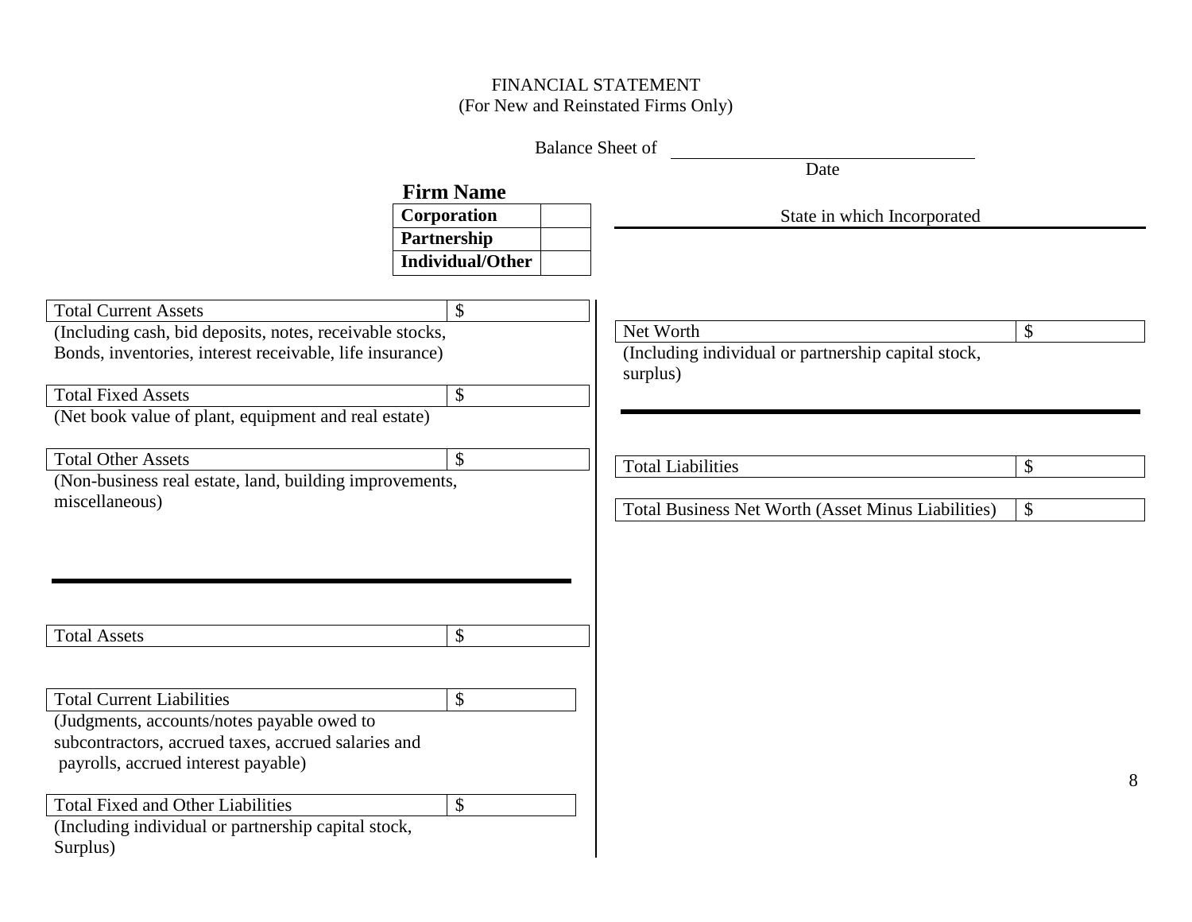# FINANCIAL STATEMENT
(For New and Reinstated Firms Only)

Balance Sheet of ______________________
Date

**Firm Name**

| **Corporation** | |
|---|---|
| **Partnership** | |
| **Individual/Other** | |

State in which Incorporated ______________________

| Total Current Assets | $ |
|---|---|

(Including cash, bid deposits, notes, receivable stocks, Bonds, inventories, interest receivable, life insurance)

| Total Fixed Assets | $ |
|---|---|

(Net book value of plant, equipment and real estate)

| Total Other Assets | $ |
|---|---|

(Non-business real estate, land, building improvements, miscellaneous)

---

| Total Assets | $ |
|---|---|

| Total Current Liabilities | $ |
|---|---|

(Judgments, accounts/notes payable owed to subcontractors, accrued taxes, accrued salaries and payrolls, accrued interest payable)

| Total Fixed and Other Liabilities | $ |
|---|---|

(Including individual or partnership capital stock, Surplus)

| Net Worth | $ |
|---|---|

(Including individual or partnership capital stock, surplus)

---

| Total Liabilities | $ |
|---|---|

| Total Business Net Worth (Asset Minus Liabilities) | $ |
|---|---|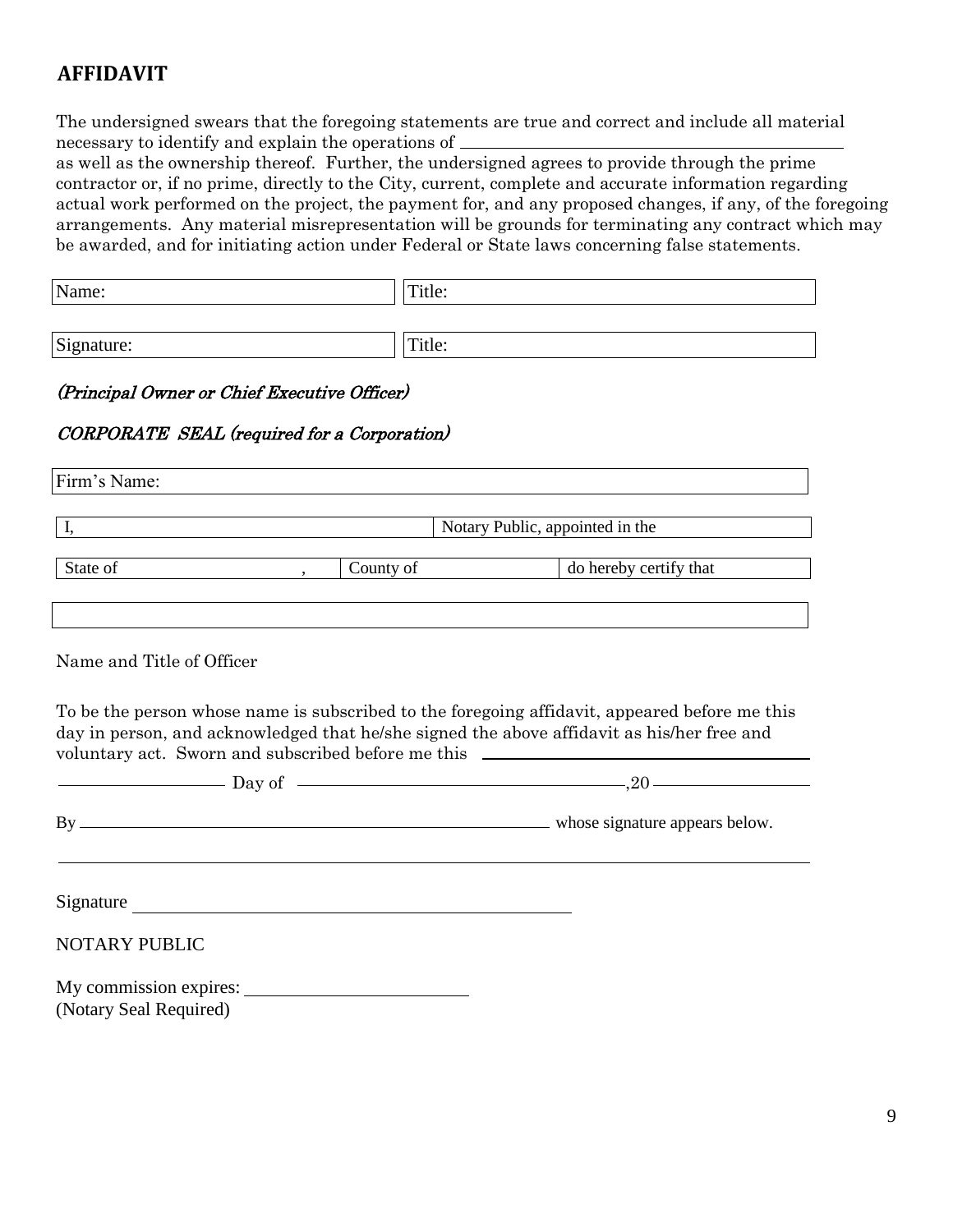## AFFIDAVIT

The undersigned swears that the foregoing statements are true and correct and include all material necessary to identify and explain the operations of \_\_\_\_\_\_\_\_\_\_\_\_\_\_\_\_\_\_\_\_\_\_\_\_\_\_\_\_\_\_\_\_\_\_\_\_\_\_\_\_\_\_\_\_ as well as the ownership thereof. Further, the undersigned agrees to provide through the prime contractor or, if no prime, directly to the City, current, complete and accurate information regarding actual work performed on the project, the payment for, and any proposed changes, if any, of the foregoing arrangements. Any material misrepresentation will be grounds for terminating any contract which may be awarded, and for initiating action under Federal or State laws concerning false statements.

| | |
|---|---|
| Name: | Title: |
| Signature: | Title: |

*(Principal Owner or Chief Executive Officer)*

*CORPORATE SEAL (required for a Corporation)*

| |
|---|
| Firm's Name: |

| | | |
|---|---|---|
| I, | | Notary Public, appointed in the |
| State of , | County of | do hereby certify that |

| |
|---|
| |

Name and Title of Officer

To be the person whose name is subscribed to the foregoing affidavit, appeared before me this day in person, and acknowledged that he/she signed the above affidavit as his/her free and voluntary act. Sworn and subscribed before me this \_\_\_\_\_\_\_\_\_\_\_\_\_\_\_\_\_\_\_\_\_\_\_\_\_\_\_\_\_\_

\_\_\_\_\_\_\_\_\_\_\_\_\_\_\_\_ Day of \_\_\_\_\_\_\_\_\_\_\_\_\_\_\_\_\_\_\_\_\_\_\_\_\_\_\_\_\_\_\_\_,20 \_\_\_\_\_\_\_\_\_\_\_\_\_\_

By \_\_\_\_\_\_\_\_\_\_\_\_\_\_\_\_\_\_\_\_\_\_\_\_\_\_\_\_\_\_\_\_\_\_\_\_\_\_\_\_\_\_\_\_\_\_\_\_ whose signature appears below.

\_\_\_\_\_\_\_\_\_\_\_\_\_\_\_\_\_\_\_\_\_\_\_\_\_\_\_\_\_\_\_\_\_\_\_\_\_\_\_\_\_\_\_\_\_\_\_\_\_\_\_\_\_\_\_\_\_\_\_\_\_\_\_\_\_\_\_\_\_\_\_\_\_\_

Signature \_\_\_\_\_\_\_\_\_\_\_\_\_\_\_\_\_\_\_\_\_\_\_\_\_\_\_\_\_\_\_\_\_\_\_\_\_\_\_\_\_\_

NOTARY PUBLIC

My commission expires: \_\_\_\_\_\_\_\_\_\_\_\_\_\_\_\_\_\_\_\_\_\_
(Notary Seal Required)